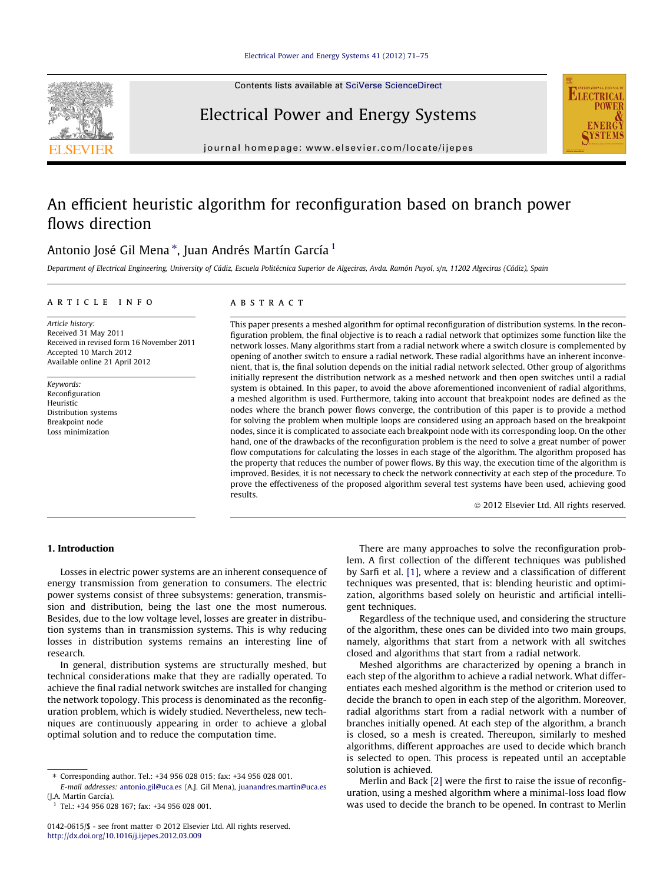# An efficient heuristic algorithm for reconfiguration based on branch power flows direction

Antonio José Gil Mena *, Juan Andrés Martín García [1]

*Department of Electrical Engineering, University of Cádiz, Escuela Politécnica Superior de Algeciras, Avda. Ramón Puyol, s/n, 11202 Algeciras (Cádiz), Spain*

## ARTICLE INFO

*Article history:*
Received 31 May 2011
Received in revised form 16 November 2011
Accepted 10 March 2012
Available online 21 April 2012

*Keywords:*
Reconfiguration
Heuristic
Distribution systems
Breakpoint node
Loss minimization

## ABSTRACT

This paper presents a meshed algorithm for optimal reconfiguration of distribution systems. In the reconfiguration problem, the final objective is to reach a radial network that optimizes some function like the network losses. Many algorithms start from a radial network where a switch closure is complemented by opening of another switch to ensure a radial network. These radial algorithms have an inherent inconvenient, that is, the final solution depends on the initial radial network selected. Other group of algorithms initially represent the distribution network as a meshed network and then open switches until a radial system is obtained. In this paper, to avoid the above aforementioned inconvenient of radial algorithms, a meshed algorithm is used. Furthermore, taking into account that breakpoint nodes are defined as the nodes where the branch power flows converge, the contribution of this paper is to provide a method for solving the problem when multiple loops are considered using an approach based on the breakpoint nodes, since it is complicated to associate each breakpoint node with its corresponding loop. On the other hand, one of the drawbacks of the reconfiguration problem is the need to solve a great number of power flow computations for calculating the losses in each stage of the algorithm. The algorithm proposed has the property that reduces the number of power flows. By this way, the execution time of the algorithm is improved. Besides, it is not necessary to check the network connectivity at each step of the procedure. To prove the effectiveness of the proposed algorithm several test systems have been used, achieving good results.

© 2012 Elsevier Ltd. All rights reserved.

## 1. Introduction

Losses in electric power systems are an inherent consequence of energy transmission from generation to consumers. The electric power systems consist of three subsystems: generation, transmission and distribution, being the last one the most numerous. Besides, due to the low voltage level, losses are greater in distribution systems than in transmission systems. This is why reducing losses in distribution systems remains an interesting line of research.

In general, distribution systems are structurally meshed, but technical considerations make that they are radially operated. To achieve the final radial network switches are installed for changing the network topology. This process is denominated as the reconfiguration problem, which is widely studied. Nevertheless, new techniques are continuously appearing in order to achieve a global optimal solution and to reduce the computation time.

There are many approaches to solve the reconfiguration problem. A first collection of the different techniques was published by Sarfi et al. [1], where a review and a classification of different techniques was presented, that is: blending heuristic and optimization, algorithms based solely on heuristic and artificial intelligent techniques.

Regardless of the technique used, and considering the structure of the algorithm, these ones can be divided into two main groups, namely, algorithms that start from a network with all switches closed and algorithms that start from a radial network.

Meshed algorithms are characterized by opening a branch in each step of the algorithm to achieve a radial network. What differentiates each meshed algorithm is the method or criterion used to decide the branch to open in each step of the algorithm. Moreover, radial algorithms start from a radial network with a number of branches initially opened. At each step of the algorithm, a branch is closed, so a mesh is created. Thereupon, similarly to meshed algorithms, different approaches are used to decide which branch is selected to open. This process is repeated until an acceptable solution is achieved.

Merlin and Back [2] were the first to raise the issue of reconfiguration, using a meshed algorithm where a minimal-loss load flow was used to decide the branch to be opened. In contrast to Merlin

* Corresponding author. Tel.: +34 956 028 015; fax: +34 956 028 001.
*E-mail addresses:* antonio.gil@uca.es (A.J. Gil Mena), juanandres.martin@uca.es (J.A. Martín García).
[1] Tel.: +34 956 028 167; fax: +34 956 028 001.

0142-0615/$ - see front matter © 2012 Elsevier Ltd. All rights reserved.
http://dx.doi.org/10.1016/j.ijepes.2012.03.009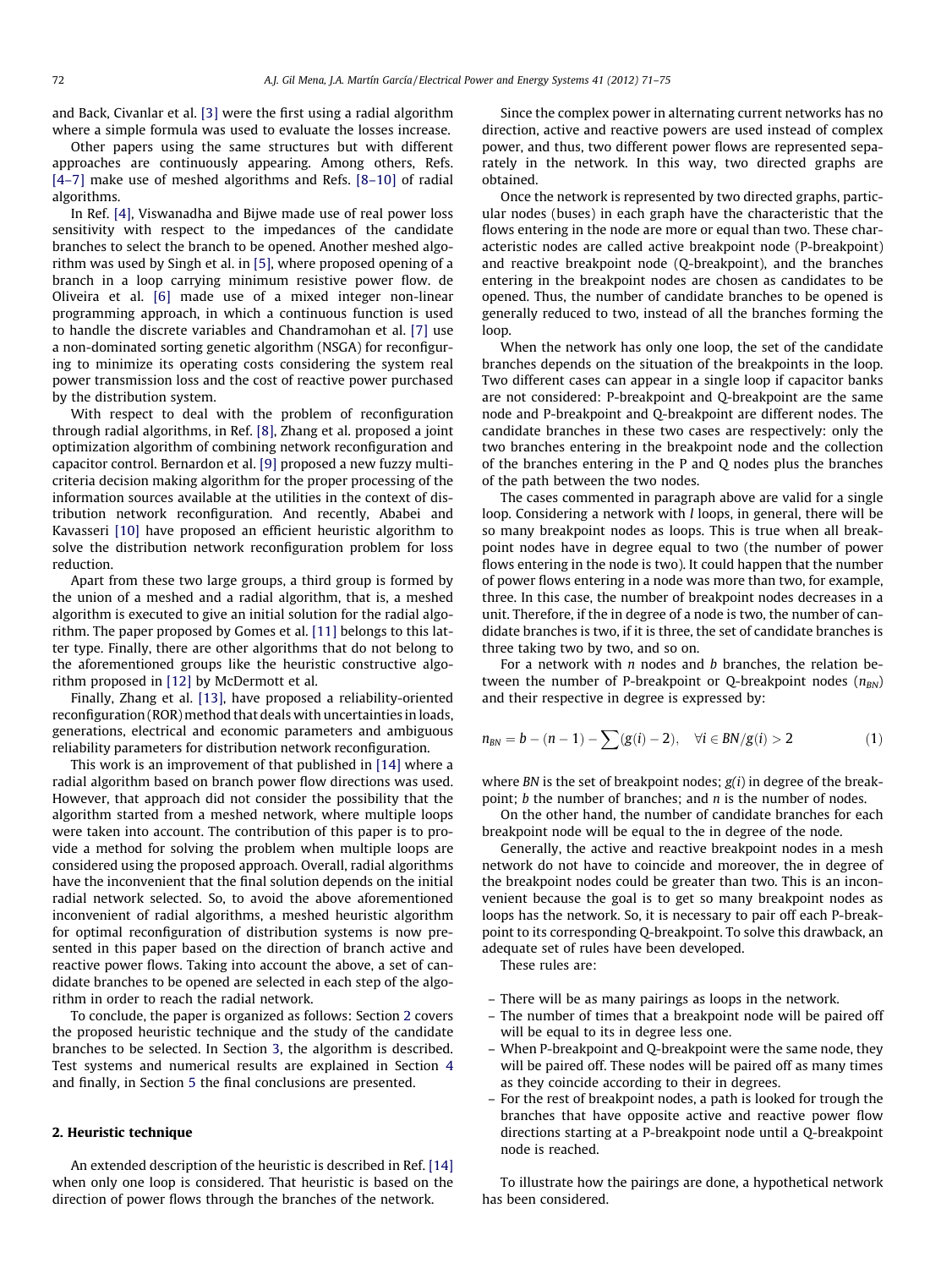and Back, Civanlar et al. [3] were the first using a radial algorithm where a simple formula was used to evaluate the losses increase.

Other papers using the same structures but with different approaches are continuously appearing. Among others, Refs. [4–7] make use of meshed algorithms and Refs. [8–10] of radial algorithms.

In Ref. [4], Viswanadha and Bijwe made use of real power loss sensitivity with respect to the impedances of the candidate branches to select the branch to be opened. Another meshed algorithm was used by Singh et al. in [5], where proposed opening of a branch in a loop carrying minimum resistive power flow. de Oliveira et al. [6] made use of a mixed integer non-linear programming approach, in which a continuous function is used to handle the discrete variables and Chandramohan et al. [7] use a non-dominated sorting genetic algorithm (NSGA) for reconfiguring to minimize its operating costs considering the system real power transmission loss and the cost of reactive power purchased by the distribution system.

With respect to deal with the problem of reconfiguration through radial algorithms, in Ref. [8], Zhang et al. proposed a joint optimization algorithm of combining network reconfiguration and capacitor control. Bernardon et al. [9] proposed a new fuzzy multi-criteria decision making algorithm for the proper processing of the information sources available at the utilities in the context of distribution network reconfiguration. And recently, Ababei and Kavasseri [10] have proposed an efficient heuristic algorithm to solve the distribution network reconfiguration problem for loss reduction.

Apart from these two large groups, a third group is formed by the union of a meshed and a radial algorithm, that is, a meshed algorithm is executed to give an initial solution for the radial algorithm. The paper proposed by Gomes et al. [11] belongs to this latter type. Finally, there are other algorithms that do not belong to the aforementioned groups like the heuristic constructive algorithm proposed in [12] by McDermott et al.

Finally, Zhang et al. [13], have proposed a reliability-oriented reconfiguration (ROR) method that deals with uncertainties in loads, generations, electrical and economic parameters and ambiguous reliability parameters for distribution network reconfiguration.

This work is an improvement of that published in [14] where a radial algorithm based on branch power flow directions was used. However, that approach did not consider the possibility that the algorithm started from a meshed network, where multiple loops were taken into account. The contribution of this paper is to provide a method for solving the problem when multiple loops are considered using the proposed approach. Overall, radial algorithms have the inconvenient that the final solution depends on the initial radial network selected. So, to avoid the above aforementioned inconvenient of radial algorithms, a meshed heuristic algorithm for optimal reconfiguration of distribution systems is now presented in this paper based on the direction of branch active and reactive power flows. Taking into account the above, a set of candidate branches to be opened are selected in each step of the algorithm in order to reach the radial network.

To conclude, the paper is organized as follows: Section 2 covers the proposed heuristic technique and the study of the candidate branches to be selected. In Section 3, the algorithm is described. Test systems and numerical results are explained in Section 4 and finally, in Section 5 the final conclusions are presented.

## 2. Heuristic technique

An extended description of the heuristic is described in Ref. [14] when only one loop is considered. That heuristic is based on the direction of power flows through the branches of the network.

Since the complex power in alternating current networks has no direction, active and reactive powers are used instead of complex power, and thus, two different power flows are represented separately in the network. In this way, two directed graphs are obtained.

Once the network is represented by two directed graphs, particular nodes (buses) in each graph have the characteristic that the flows entering in the node are more or equal than two. These characteristic nodes are called active breakpoint node (P-breakpoint) and reactive breakpoint node (Q-breakpoint), and the branches entering in the breakpoint nodes are chosen as candidates to be opened. Thus, the number of candidate branches to be opened is generally reduced to two, instead of all the branches forming the loop.

When the network has only one loop, the set of the candidate branches depends on the situation of the breakpoints in the loop. Two different cases can appear in a single loop if capacitor banks are not considered: P-breakpoint and Q-breakpoint are the same node and P-breakpoint and Q-breakpoint are different nodes. The candidate branches in these two cases are respectively: only the two branches entering in the breakpoint node and the collection of the branches entering in the P and Q nodes plus the branches of the path between the two nodes.

The cases commented in paragraph above are valid for a single loop. Considering a network with $l$ loops, in general, there will be so many breakpoint nodes as loops. This is true when all breakpoint nodes have in degree equal to two (the number of power flows entering in the node is two). It could happen that the number of power flows entering in a node was more than two, for example, three. In this case, the number of breakpoint nodes decreases in a unit. Therefore, if the in degree of a node is two, the number of candidate branches is two, if it is three, the set of candidate branches is three taking two by two, and so on.

For a network with $n$ nodes and $b$ branches, the relation between the number of P-breakpoint or Q-breakpoint nodes ($n_{BN}$) and their respective in degree is expressed by:

$$n_{BN} = b - (n - 1) - \sum (g(i) - 2), \quad \forall i \in BN / g(i) > 2 \tag{1}$$

where $BN$ is the set of breakpoint nodes; $g(i)$ in degree of the breakpoint; $b$ the number of branches; and $n$ is the number of nodes.

On the other hand, the number of candidate branches for each breakpoint node will be equal to the in degree of the node.

Generally, the active and reactive breakpoint nodes in a mesh network do not have to coincide and moreover, the in degree of the breakpoint nodes could be greater than two. This is an inconvenient because the goal is to get so many breakpoint nodes as loops has the network. So, it is necessary to pair off each P-breakpoint to its corresponding Q-breakpoint. To solve this drawback, an adequate set of rules have been developed.

These rules are:

- There will be as many pairings as loops in the network.
- The number of times that a breakpoint node will be paired off will be equal to its in degree less one.
- When P-breakpoint and Q-breakpoint were the same node, they will be paired off. These nodes will be paired off as many times as they coincide according to their in degrees.
- For the rest of breakpoint nodes, a path is looked for trough the branches that have opposite active and reactive power flow directions starting at a P-breakpoint node until a Q-breakpoint node is reached.

To illustrate how the pairings are done, a hypothetical network has been considered.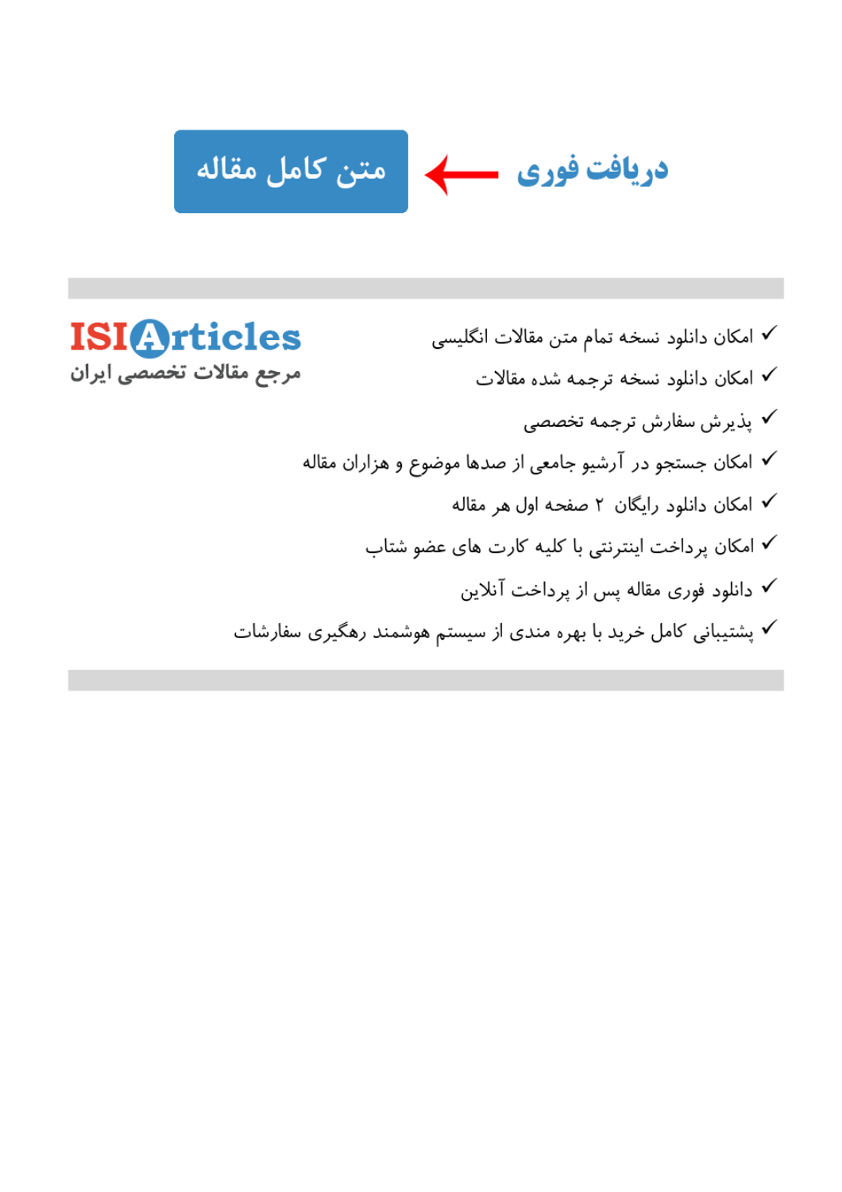دریافت فوری ← **متن کامل مقاله**

**ISIArticles**
مرجع مقالات تخصصی ایران

- ✓ امکان دانلود نسخه تمام متن مقالات انگلیسی
- ✓ امکان دانلود نسخه ترجمه شده مقالات
- ✓ پذیرش سفارش ترجمه تخصصی
- ✓ امکان جستجو در آرشیو جامعی از صدها موضوع و هزاران مقاله
- ✓ امکان دانلود رایگان ۲ صفحه اول هر مقاله
- ✓ امکان پرداخت اینترنتی با کلیه کارت های عضو شتاب
- ✓ دانلود فوری مقاله پس از پرداخت آنلاین
- ✓ پشتیبانی کامل خرید با بهره مندی از سیستم هوشمند رهگیری سفارشات